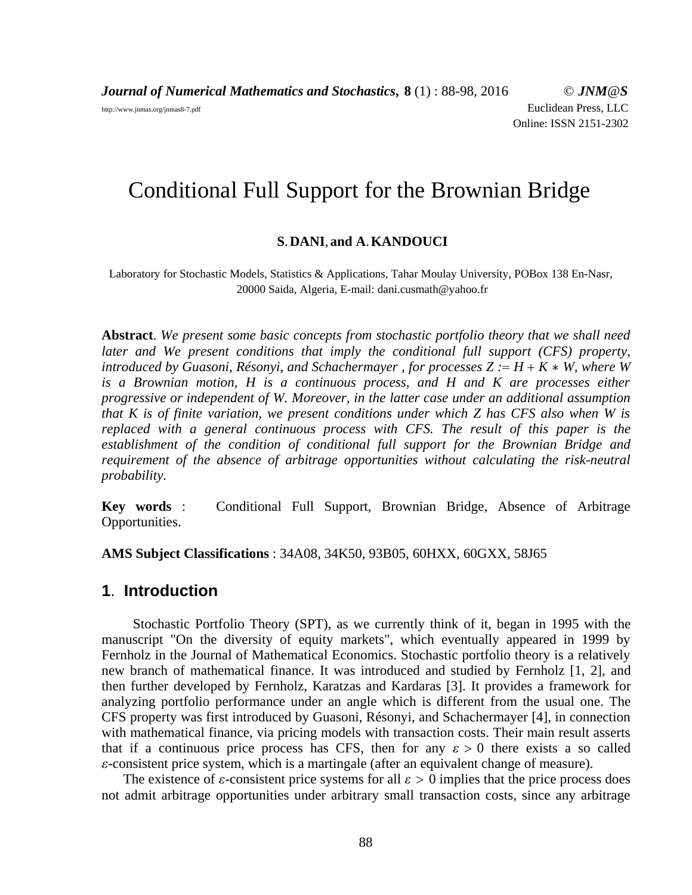# Conditional Full Support for the Brownian Bridge

**S. DANI, and A. KANDOUCI**

Laboratory for Stochastic Models, Statistics & Applications, Tahar Moulay University, POBox 138 En-Nasr, 20000 Saida, Algeria, E-mail: dani.cusmath@yahoo.fr

**Abstract**. *We present some basic concepts from stochastic portfolio theory that we shall need later and We present conditions that imply the conditional full support (CFS) property, introduced by Guasoni, Résonyi, and Schachermayer , for processes $Z := H + K * W$, where W is a Brownian motion, H is a continuous process, and H and K are processes either progressive or independent of W. Moreover, in the latter case under an additional assumption that K is of finite variation, we present conditions under which Z has CFS also when W is replaced with a general continuous process with CFS. The result of this paper is the establishment of the condition of conditional full support for the Brownian Bridge and requirement of the absence of arbitrage opportunities without calculating the risk-neutral probability.*

**Key words** : Conditional Full Support, Brownian Bridge, Absence of Arbitrage Opportunities.

**AMS Subject Classifications** : 34A08, 34K50, 93B05, 60HXX, 60GXX, 58J65

## 1. Introduction

Stochastic Portfolio Theory (SPT), as we currently think of it, began in 1995 with the manuscript "On the diversity of equity markets", which eventually appeared in 1999 by Fernholz in the Journal of Mathematical Economics. Stochastic portfolio theory is a relatively new branch of mathematical finance. It was introduced and studied by Fernholz [1, 2], and then further developed by Fernholz, Karatzas and Kardaras [3]. It provides a framework for analyzing portfolio performance under an angle which is different from the usual one. The CFS property was first introduced by Guasoni, Résonyi, and Schachermayer [4], in connection with mathematical finance, via pricing models with transaction costs. Their main result asserts that if a continuous price process has CFS, then for any $\varepsilon > 0$ there exists a so called $\varepsilon$-consistent price system, which is a martingale (after an equivalent change of measure).

The existence of $\varepsilon$-consistent price systems for all $\varepsilon > 0$ implies that the price process does not admit arbitrage opportunities under arbitrary small transaction costs, since any arbitrage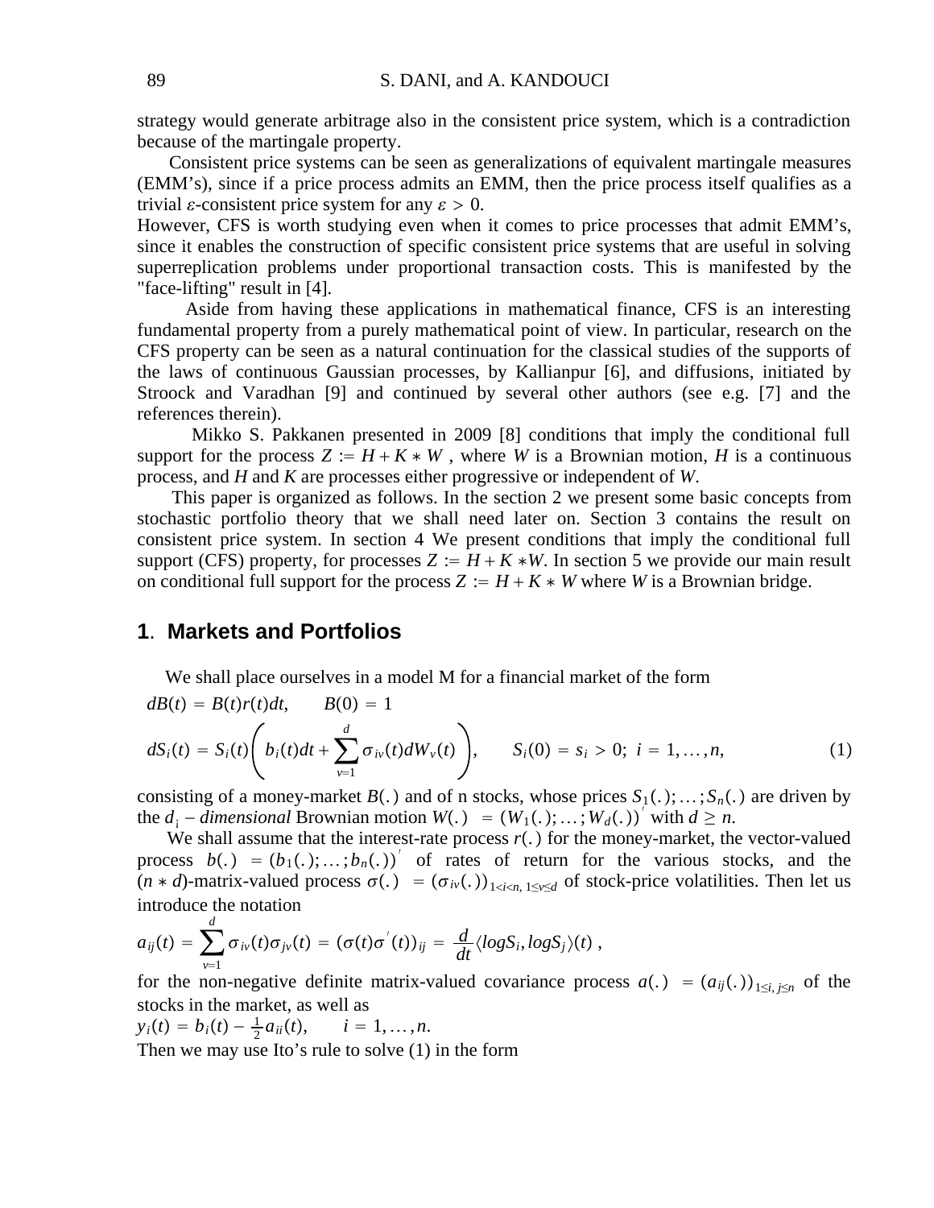strategy would generate arbitrage also in the consistent price system, which is a contradiction because of the martingale property.

Consistent price systems can be seen as generalizations of equivalent martingale measures (EMM's), since if a price process admits an EMM, then the price process itself qualifies as a trivial $\varepsilon$-consistent price system for any $\varepsilon > 0$.
However, CFS is worth studying even when it comes to price processes that admit EMM's, since it enables the construction of specific consistent price systems that are useful in solving superreplication problems under proportional transaction costs. This is manifested by the "face-lifting" result in [4].

Aside from having these applications in mathematical finance, CFS is an interesting fundamental property from a purely mathematical point of view. In particular, research on the CFS property can be seen as a natural continuation for the classical studies of the supports of the laws of continuous Gaussian processes, by Kallianpur [6], and diffusions, initiated by Stroock and Varadhan [9] and continued by several other authors (see e.g. [7] and the references therein).

Mikko S. Pakkanen presented in 2009 [8] conditions that imply the conditional full support for the process $Z := H + K * W$ , where $W$ is a Brownian motion, $H$ is a continuous process, and $H$ and $K$ are processes either progressive or independent of $W$.

This paper is organized as follows. In the section 2 we present some basic concepts from stochastic portfolio theory that we shall need later on. Section 3 contains the result on consistent price system. In section 4 We present conditions that imply the conditional full support (CFS) property, for processes $Z := H + K * W$. In section 5 we provide our main result on conditional full support for the process $Z := H + K * W$ where $W$ is a Brownian bridge.

## 1. Markets and Portfolios

We shall place ourselves in a model M for a financial market of the form

$$dB(t) = B(t)r(t)dt, \qquad B(0) = 1$$

$$dS_i(t) = S_i(t)\left( b_i(t)dt + \sum_{v=1}^{d} \sigma_{iv}(t)dW_v(t) \right), \qquad S_i(0) = s_i > 0;\ i = 1,\dots,n, \tag{1}$$

consisting of a money-market $B(.)$ and of n stocks, whose prices $S_1(.);\dots;S_n(.)$ are driven by the $d_i$ – *dimensional* Brownian motion $W(.) = (W_1(.);\dots;W_d(.))'$ with $d \geq n$.

We shall assume that the interest-rate process $r(.)$ for the money-market, the vector-valued process $b(.) = (b_1(.);\dots;b_n(.))'$ of rates of return for the various stocks, and the $(n * d)$-matrix-valued process $\sigma(.) = (\sigma_{iv}(.))_{1<i<n,\ 1\leq v\leq d}$ of stock-price volatilities. Then let us introduce the notation

$$a_{ij}(t) = \sum_{v=1}^{d} \sigma_{iv}(t)\sigma_{jv}(t) = (\sigma(t)\sigma'(t))_{ij} = \frac{d}{dt}\langle logS_i, logS_j\rangle(t)\ ,$$

for the non-negative definite matrix-valued covariance process $a(.) = (a_{ij}(.))_{1\leq i,\, j\leq n}$ of the stocks in the market, as well as

$y_i(t) = b_i(t) - \frac{1}{2}a_{ii}(t), \qquad i = 1,\dots,n.$

Then we may use Ito's rule to solve (1) in the form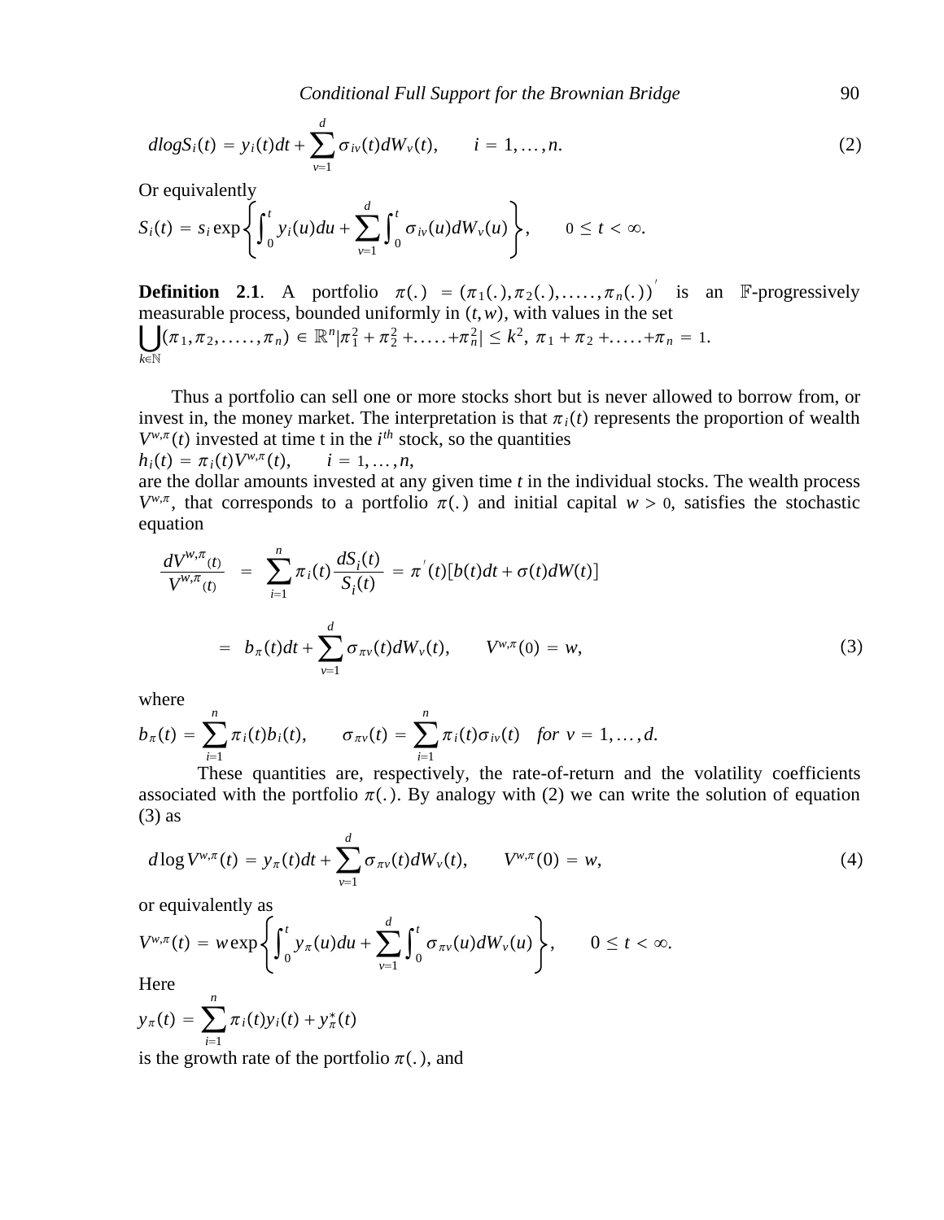$$d\log S_i(t) = y_i(t)dt + \sum_{v=1}^{d} \sigma_{iv}(t)dW_v(t), \qquad i = 1, \dots, n. \tag{2}$$

Or equivalently

$$S_i(t) = s_i \exp\left\{\int_0^t y_i(u)du + \sum_{v=1}^{d}\int_0^t \sigma_{iv}(u)dW_v(u)\right\}, \qquad 0 \le t < \infty.$$

**Definition 2.1**. A portfolio $\pi(.) = (\pi_1(.), \pi_2(.), \dots\dots, \pi_n(.))'$ is an $\mathbb{F}$-progressively measurable process, bounded uniformly in $(t, w)$, with values in the set $\bigcup_{k \in \mathbb{N}} (\pi_1, \pi_2, \dots\dots, \pi_n) \in \mathbb{R}^n | \pi_1^2 + \pi_2^2 + \dots\dots + \pi_n^2 | \le k^2,\ \pi_1 + \pi_2 + \dots\dots + \pi_n = 1.$

Thus a portfolio can sell one or more stocks short but is never allowed to borrow from, or invest in, the money market. The interpretation is that $\pi_i(t)$ represents the proportion of wealth $V^{w,\pi}(t)$ invested at time t in the $i^{th}$ stock, so the quantities

$h_i(t) = \pi_i(t)V^{w,\pi}(t), \qquad i = 1, \dots, n,$

are the dollar amounts invested at any given time $t$ in the individual stocks. The wealth process $V^{w,\pi}$, that corresponds to a portfolio $\pi(.)$ and initial capital $w > 0$, satisfies the stochastic equation

$$\begin{aligned}\frac{dV^{w,\pi}(t)}{V^{w,\pi}(t)} &= \sum_{i=1}^{n} \pi_i(t)\frac{dS_i(t)}{S_i(t)} = \pi'(t)[b(t)dt + \sigma(t)dW(t)] \\ &= b_\pi(t)dt + \sum_{v=1}^{d} \sigma_{\pi v}(t)dW_v(t), \qquad V^{w,\pi}(0) = w,\end{aligned} \tag{3}$$

where

$$b_\pi(t) = \sum_{i=1}^{n} \pi_i(t)b_i(t), \qquad \sigma_{\pi v}(t) = \sum_{i=1}^{n} \pi_i(t)\sigma_{iv}(t) \quad for\ v = 1, \dots, d.$$

These quantities are, respectively, the rate-of-return and the volatility coefficients associated with the portfolio $\pi(.)$. By analogy with (2) we can write the solution of equation (3) as

$$d\log V^{w,\pi}(t) = y_\pi(t)dt + \sum_{v=1}^{d} \sigma_{\pi v}(t)dW_v(t), \qquad V^{w,\pi}(0) = w, \tag{4}$$

or equivalently as

$$V^{w,\pi}(t) = w\exp\left\{\int_0^t y_\pi(u)du + \sum_{v=1}^{d}\int_0^t \sigma_{\pi v}(u)dW_v(u)\right\}, \qquad 0 \le t < \infty.$$

Here

$$y_\pi(t) = \sum_{i=1}^{n} \pi_i(t)y_i(t) + y_\pi^*(t)$$

is the growth rate of the portfolio $\pi(.)$, and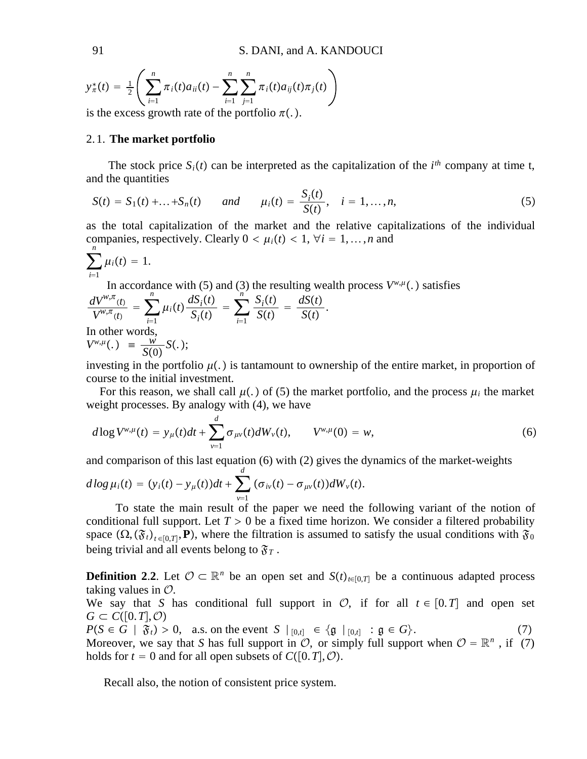$$y^*_\pi(t) = \frac{1}{2}\left(\sum_{i=1}^{n}\pi_i(t)a_{ii}(t) - \sum_{i=1}^{n}\sum_{j=1}^{n}\pi_i(t)a_{ij}(t)\pi_j(t)\right)$$

is the excess growth rate of the portfolio $\pi(.)$.

## 2.1. **The market portfolio**

The stock price $S_i(t)$ can be interpreted as the capitalization of the $i^{th}$ company at time t, and the quantities

$$S(t) = S_1(t) + \ldots + S_n(t) \qquad and \qquad \mu_i(t) = \frac{S_i(t)}{S(t)}, \quad i = 1, \ldots, n, \tag{5}$$

as the total capitalization of the market and the relative capitalizations of the individual companies, respectively. Clearly $0 < \mu_i(t) < 1$, $\forall i = 1, \ldots, n$ and

$$\sum_{i=1}^{n}\mu_i(t) = 1.$$

In accordance with (5) and (3) the resulting wealth process $V^{w,\mu}(.)$ satisfies

$$\frac{dV^{w,\pi}(t)}{V^{w,\pi}(t)} = \sum_{i=1}^{n}\mu_i(t)\frac{dS_i(t)}{S_i(t)} = \sum_{i=1}^{n}\frac{S_i(t)}{S(t)} = \frac{dS(t)}{S(t)}.$$

In other words,

$$V^{w,\mu}(.) \equiv \frac{w}{S(0)}S(.);$$

investing in the portfolio $\mu(.)$ is tantamount to ownership of the entire market, in proportion of course to the initial investment.

For this reason, we shall call $\mu(.)$ of (5) the market portfolio, and the process $\mu_i$ the market weight processes. By analogy with (4), we have

$$d\log V^{w,\mu}(t) = y_\mu(t)dt + \sum_{v=1}^{d}\sigma_{\mu v}(t)dW_v(t), \qquad V^{w,\mu}(0) = w, \tag{6}$$

and comparison of this last equation (6) with (2) gives the dynamics of the market-weights

$$d\log\mu_i(t) = (y_i(t) - y_\mu(t))dt + \sum_{v=1}^{d}(\sigma_{iv}(t) - \sigma_{\mu v}(t))dW_v(t).$$

To state the main result of the paper we need the following variant of the notion of conditional full support. Let $T > 0$ be a fixed time horizon. We consider a filtered probability space $(\Omega, (\mathfrak{F}_t)_{t\in[0,T]}, \mathbf{P})$, where the filtration is assumed to satisfy the usual conditions with $\mathfrak{F}_0$ being trivial and all events belong to $\mathfrak{F}_T$.

**Definition 2.2**. Let $\mathcal{O} \subset \mathbb{R}^n$ be an open set and $S(t)_{t\in[0,T]}$ be a continuous adapted process taking values in $\mathcal{O}$.
We say that $S$ has conditional full support in $\mathcal{O}$, if for all $t \in [0.T]$ and open set $G \subset C([0.T], \mathcal{O})$

$$P(S \in G \mid \mathfrak{F}_t) > 0, \quad \text{a.s. on the event } S\mid_{[0,t]} \in \{\mathfrak{g}\mid_{[0,t]} : \mathfrak{g} \in G\}. \tag{7}$$

Moreover, we say that $S$ has full support in $\mathcal{O}$, or simply full support when $\mathcal{O} = \mathbb{R}^n$, if (7) holds for $t = 0$ and for all open subsets of $C([0.T], \mathcal{O})$.

Recall also, the notion of consistent price system.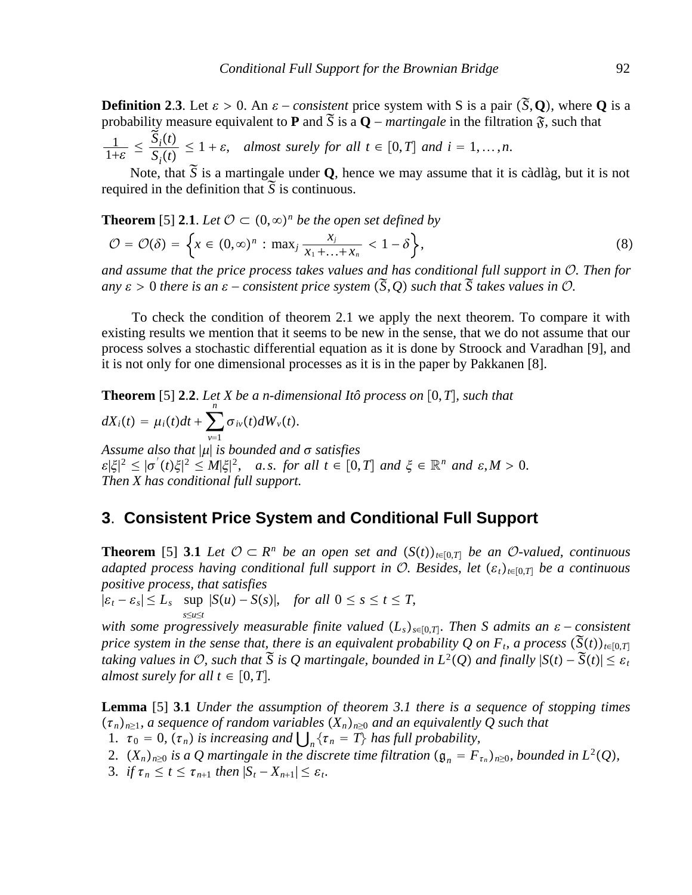**Definition 2.3**. Let $\varepsilon > 0$. An $\varepsilon$ – *consistent* price system with S is a pair $(\widetilde{S}, \mathbf{Q})$, where $\mathbf{Q}$ is a probability measure equivalent to $\mathbf{P}$ and $\widetilde{S}$ is a $\mathbf{Q}$ – *martingale* in the filtration $\mathfrak{F}$, such that

$$\frac{1}{1+\varepsilon} \le \frac{\widetilde{S}_i(t)}{S_i(t)} \le 1+\varepsilon, \quad \textit{almost surely for all } t \in [0,T] \textit{ and } i = 1,\ldots,n.$$

Note, that $\widetilde{S}$ is a martingale under $\mathbf{Q}$, hence we may assume that it is càdlàg, but it is not required in the definition that $\widetilde{S}$ is continuous.

**Theorem** [5] **2.1**. *Let $\mathcal{O} \subset (0,\infty)^n$ be the open set defined by*

$$\mathcal{O} = \mathcal{O}(\delta) = \left\{ x \in (0,\infty)^n : \max_j \frac{x_j}{x_1+\ldots+x_n} < 1-\delta \right\}, \tag{8}$$

*and assume that the price process takes values and has conditional full support in $\mathcal{O}$. Then for any $\varepsilon > 0$ there is an $\varepsilon$ – consistent price system $(\widetilde{S}, Q)$ such that $\widetilde{S}$ takes values in $\mathcal{O}$.*

To check the condition of theorem 2.1 we apply the next theorem. To compare it with existing results we mention that it seems to be new in the sense, that we do not assume that our process solves a stochastic differential equation as it is done by Stroock and Varadhan [9], and it is not only for one dimensional processes as it is in the paper by Pakkanen [8].

**Theorem** [5] **2.2**. *Let X be a n-dimensional Itô process on $[0,T]$, such that*

$$dX_i(t) = \mu_i(t)dt + \sum_{v=1}^{n} \sigma_{iv}(t)dW_v(t).$$

*Assume also that $|\mu|$ is bounded and $\sigma$ satisfies*

$\varepsilon|\xi|^2 \le |\sigma^{'}(t)\xi|^2 \le M|\xi|^2, \quad a.s.$ *for all* $t \in [0,T]$ *and* $\xi \in \mathbb{R}^n$ *and* $\varepsilon, M > 0$.

*Then X has conditional full support.*

## 3. Consistent Price System and Conditional Full Support

**Theorem** [5] **3.1** *Let $\mathcal{O} \subset R^n$ be an open set and $(S(t))_{t\in[0,T]}$ be an $\mathcal{O}$-valued, continuous adapted process having conditional full support in $\mathcal{O}$. Besides, let $(\varepsilon_t)_{t\in[0,T]}$ be a continuous positive process, that satisfies*

$$|\varepsilon_t - \varepsilon_s| \le L_s \sup_{s\le u\le t} |S(u) - S(s)|, \quad \textit{for all } 0 \le s \le t \le T,$$

*with some progressively measurable finite valued $(L_s)_{s\in[0,T]}$. Then S admits an $\varepsilon$ – consistent price system in the sense that, there is an equivalent probability Q on $F_t$, a process $(\widetilde{S}(t))_{t\in[0,T]}$ taking values in $\mathcal{O}$, such that $\widetilde{S}$ is Q martingale, bounded in $L^2(Q)$ and finally $|S(t) - \widetilde{S}(t)| \le \varepsilon_t$ almost surely for all $t \in [0,T]$.*

**Lemma** [5] **3.1** *Under the assumption of theorem 3.1 there is a sequence of stopping times $(\tau_n)_{n\ge1}$, a sequence of random variables $(X_n)_{n\ge0}$ and an equivalently Q such that*

1. $\tau_0 = 0$, *$(\tau_n)$ is increasing and $\bigcup_n \{\tau_n = T\}$ has full probability,*
2. *$(X_n)_{n\ge0}$ is a Q martingale in the discrete time filtration $(\mathfrak{g}_n = F_{\tau_n})_{n\ge0}$, bounded in $L^2(Q)$,*
3. *if $\tau_n \le t \le \tau_{n+1}$ then $|S_t - X_{n+1}| \le \varepsilon_t$.*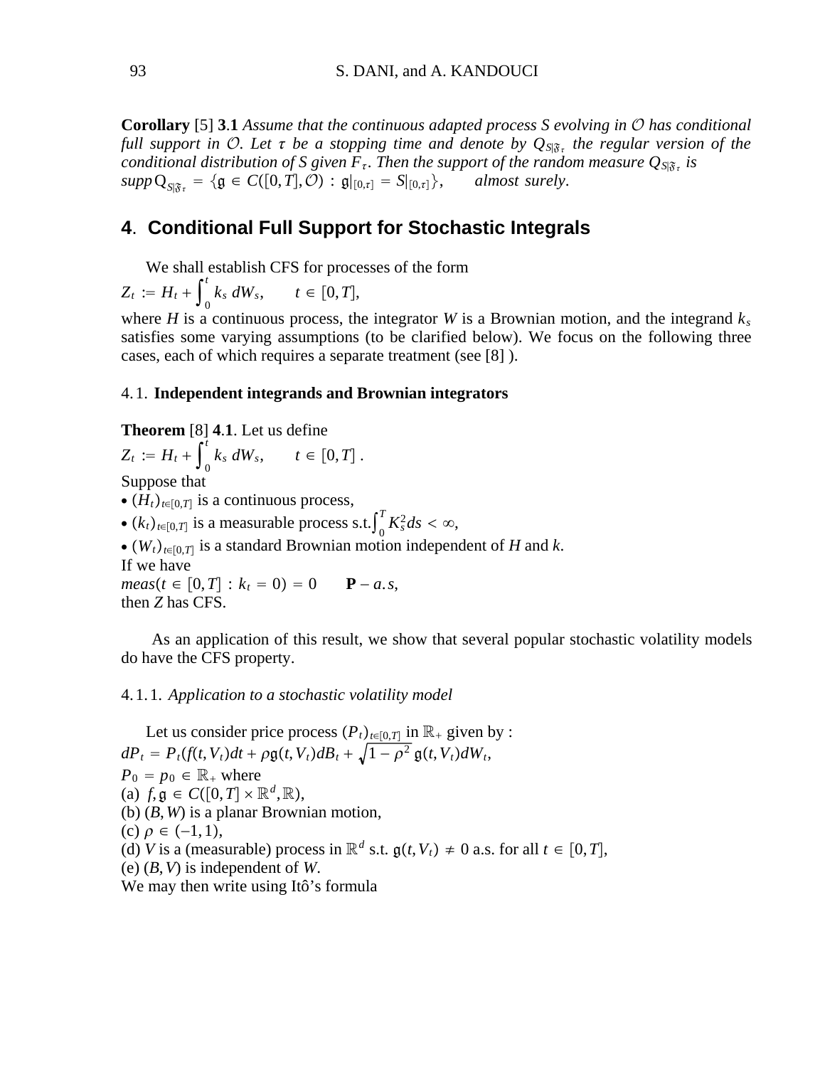**Corollary** [5] **3.1** *Assume that the continuous adapted process $S$ evolving in $\mathcal{O}$ has conditional full support in $\mathcal{O}$. Let $\tau$ be a stopping time and denote by $Q_{S|\mathfrak{F}_\tau}$ the regular version of the conditional distribution of $S$ given $F_\tau$. Then the support of the random measure $Q_{S|\mathfrak{F}_\tau}$ is*
$\operatorname{supp} Q_{S|\mathfrak{F}_\tau} = \{\mathfrak{g} \in C([0,T],\mathcal{O}) : \mathfrak{g}|_{[0,\tau]} = S|_{[0,\tau]}\}$, *almost surely*.

## 4. Conditional Full Support for Stochastic Integrals

We shall establish CFS for processes of the form

$$Z_t := H_t + \int_0^t k_s \, dW_s, \qquad t \in [0,T],$$

where $H$ is a continuous process, the integrator $W$ is a Brownian motion, and the integrand $k_s$ satisfies some varying assumptions (to be clarified below). We focus on the following three cases, each of which requires a separate treatment (see [8] ).

### 4.1. **Independent integrands and Brownian integrators**

**Theorem** [8] **4.1**. Let us define

$$Z_t := H_t + \int_0^t k_s \, dW_s, \qquad t \in [0,T]\,.$$

Suppose that

- $(H_t)_{t\in[0,T]}$ is a continuous process,
- $(k_t)_{t\in[0,T]}$ is a measurable process s.t.$\int_0^T K_s^2 ds < \infty$,
- $(W_t)_{t\in[0,T]}$ is a standard Brownian motion independent of $H$ and $k$.

If we have

$$meas(t \in [0,T] : k_t = 0) = 0 \qquad \mathbf{P} - a.s,$$

then $Z$ has CFS.

As an application of this result, we show that several popular stochastic volatility models do have the CFS property.

#### 4.1.1. *Application to a stochastic volatility model*

Let us consider price process $(P_t)_{t\in[0,T]}$ in $\mathbb{R}_+$ given by :

$$dP_t = P_t(f(t,V_t)dt + \rho\mathfrak{g}(t,V_t)dB_t + \sqrt{1-\rho^2}\,\mathfrak{g}(t,V_t)dW_t,$$

$P_0 = p_0 \in \mathbb{R}_+$ where

(a) $f, \mathfrak{g} \in C([0,T] \times \mathbb{R}^d, \mathbb{R})$,
(b) $(B,W)$ is a planar Brownian motion,
(c) $\rho \in (-1,1)$,
(d) $V$ is a (measurable) process in $\mathbb{R}^d$ s.t. $\mathfrak{g}(t,V_t) \neq 0$ a.s. for all $t \in [0,T]$,
(e) $(B,V)$ is independent of $W$.

We may then write using Itô's formula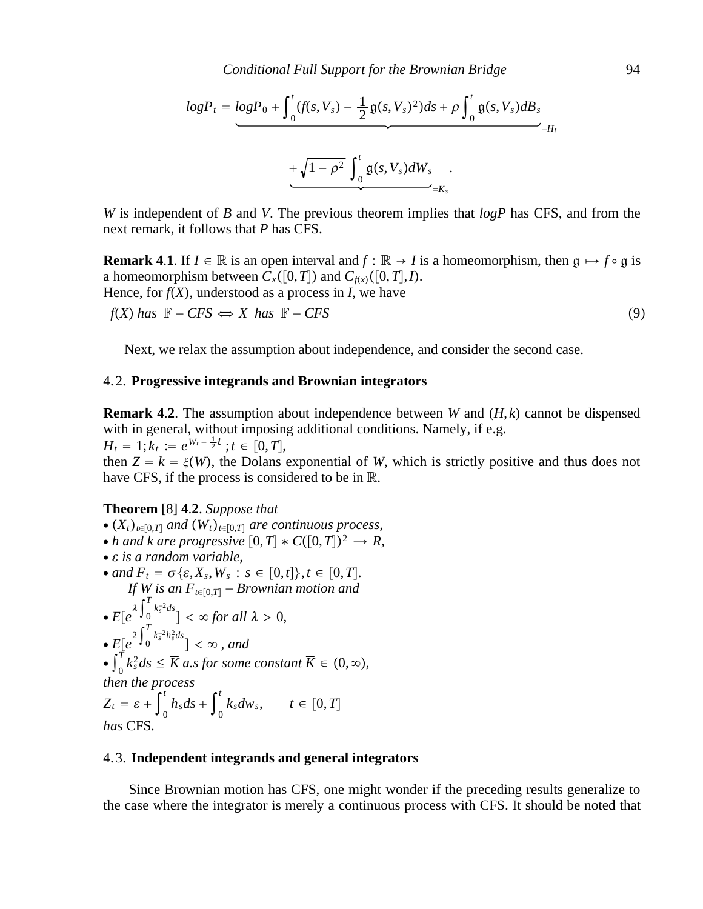$$logP_t = \underbrace{logP_0 + \int_0^t (f(s,V_s) - \frac{1}{2}\mathfrak{g}(s,V_s)^2)ds + \rho\int_0^t \mathfrak{g}(s,V_s)dB_s}_{=H_t}$$

$$\underbrace{+\sqrt{1-\rho^2}\int_0^t \mathfrak{g}(s,V_s)dW_s}_{=K_s} \quad .$$

$W$ is independent of $B$ and $V$. The previous theorem implies that $logP$ has CFS, and from the next remark, it follows that $P$ has CFS.

**Remark 4.1**. If $I \in \mathbb{R}$ is an open interval and $f : \mathbb{R} \to I$ is a homeomorphism, then $\mathfrak{g} \mapsto f \circ \mathfrak{g}$ is a homeomorphism between $C_x([0,T])$ and $C_{f(x)}([0,T], I)$.
Hence, for $f(X)$, understood as a process in $I$, we have

$$f(X) \ has \ \mathbb{F} - CFS \Leftrightarrow X \ has \ \mathbb{F} - CFS \tag{9}$$

Next, we relax the assumption about independence, and consider the second case.

## 4.2. Progressive integrands and Brownian integrators

**Remark 4.2**. The assumption about independence between $W$ and $(H,k)$ cannot be dispensed with in general, without imposing additional conditions. Namely, if e.g.
$H_t = 1; k_t := e^{W_t - \frac{1}{2}t}; t \in [0,T]$,
then $Z = k = \xi(W)$, the Dolans exponential of $W$, which is strictly positive and thus does not have CFS, if the process is considered to be in $\mathbb{R}$.

**Theorem** [8] **4.2**. *Suppose that*

- $(X_t)_{t\in[0,T]}$ *and* $(W_t)_{t\in[0,T]}$ *are continuous process,*
- *h and k are progressive* $[0,T] * C([0,T])^2 \to R$,
- $\varepsilon$ *is a random variable,*
- *and* $F_t = \sigma\{\varepsilon, X_s, W_s : s \in [0,t]\}, t \in [0,T]$.

*If W is an* $F_{t\in[0,T]}$ *− Brownian motion and*

- $E[e^{\lambda\int_0^T k_s^{-2}ds}] < \infty$ *for all* $\lambda > 0$,
- $E[e^{2\int_0^T k_s^{-2}h_s^2 ds}] < \infty$ *, and*
- $\int_0^T k_s^2 ds \le \overline{K}$ *a.s for some constant* $\overline{K} \in (0,\infty)$,

*then the process*

$$Z_t = \varepsilon + \int_0^t h_s ds + \int_0^t k_s dw_s, \qquad t \in [0,T]$$

*has* CFS.

## 4.3. Independent integrands and general integrators

Since Brownian motion has CFS, one might wonder if the preceding results generalize to the case where the integrator is merely a continuous process with CFS. It should be noted that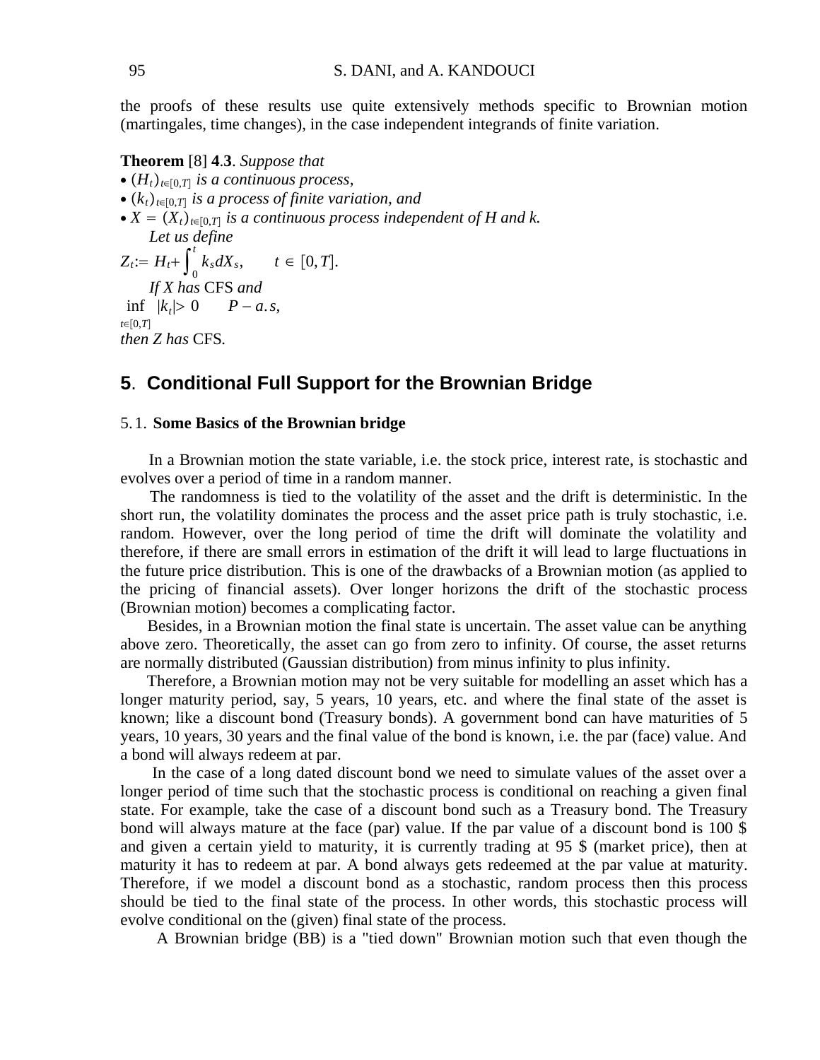the proofs of these results use quite extensively methods specific to Brownian motion (martingales, time changes), in the case independent integrands of finite variation.

**Theorem** [8] **4.3**. *Suppose that*

- $(H_t)_{t\in[0,T]}$ *is a continuous process,*
- $(k_t)_{t\in[0,T]}$ *is a process of finite variation, and*
- $X = (X_t)_{t\in[0,T]}$ *is a continuous process independent of H and k.*

*Let us define*

$$Z_t := H_t + \int_0^t k_s dX_s, \qquad t \in [0,T].$$

*If X has* CFS *and*

$$\inf_{t\in[0,T]} |k_t| > 0 \qquad P-a.s,$$

*then Z has* CFS.

## 5. Conditional Full Support for the Brownian Bridge

### 5.1. Some Basics of the Brownian bridge

In a Brownian motion the state variable, i.e. the stock price, interest rate, is stochastic and evolves over a period of time in a random manner.

The randomness is tied to the volatility of the asset and the drift is deterministic. In the short run, the volatility dominates the process and the asset price path is truly stochastic, i.e. random. However, over the long period of time the drift will dominate the volatility and therefore, if there are small errors in estimation of the drift it will lead to large fluctuations in the future price distribution. This is one of the drawbacks of a Brownian motion (as applied to the pricing of financial assets). Over longer horizons the drift of the stochastic process (Brownian motion) becomes a complicating factor.

Besides, in a Brownian motion the final state is uncertain. The asset value can be anything above zero. Theoretically, the asset can go from zero to infinity. Of course, the asset returns are normally distributed (Gaussian distribution) from minus infinity to plus infinity.

Therefore, a Brownian motion may not be very suitable for modelling an asset which has a longer maturity period, say, 5 years, 10 years, etc. and where the final state of the asset is known; like a discount bond (Treasury bonds). A government bond can have maturities of 5 years, 10 years, 30 years and the final value of the bond is known, i.e. the par (face) value. And a bond will always redeem at par.

In the case of a long dated discount bond we need to simulate values of the asset over a longer period of time such that the stochastic process is conditional on reaching a given final state. For example, take the case of a discount bond such as a Treasury bond. The Treasury bond will always mature at the face (par) value. If the par value of a discount bond is 100 $ and given a certain yield to maturity, it is currently trading at 95 $ (market price), then at maturity it has to redeem at par. A bond always gets redeemed at the par value at maturity. Therefore, if we model a discount bond as a stochastic, random process then this process should be tied to the final state of the process. In other words, this stochastic process will evolve conditional on the (given) final state of the process.

A Brownian bridge (BB) is a "tied down" Brownian motion such that even though the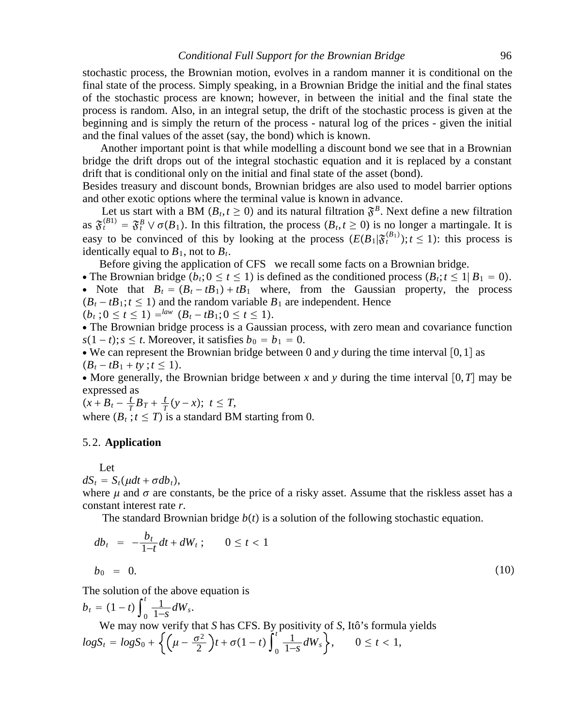stochastic process, the Brownian motion, evolves in a random manner it is conditional on the final state of the process. Simply speaking, in a Brownian Bridge the initial and the final states of the stochastic process are known; however, in between the initial and the final state the process is random. Also, in an integral setup, the drift of the stochastic process is given at the beginning and is simply the return of the process - natural log of the prices - given the initial and the final values of the asset (say, the bond) which is known.

Another important point is that while modelling a discount bond we see that in a Brownian bridge the drift drops out of the integral stochastic equation and it is replaced by a constant drift that is conditional only on the initial and final state of the asset (bond).
Besides treasury and discount bonds, Brownian bridges are also used to model barrier options and other exotic options where the terminal value is known in advance.

Let us start with a BM $(B_t, t \geq 0)$ and its natural filtration $\mathfrak{F}^B$. Next define a new filtration as $\mathfrak{F}_t^{(B1)} = \mathfrak{F}_t^B \vee \sigma(B_1)$. In this filtration, the process $(B_t, t \geq 0)$ is no longer a martingale. It is easy to be convinced of this by looking at the process $(E(B_1 | \mathfrak{F}_t^{(B_1)}); t \leq 1)$: this process is identically equal to $B_1$, not to $B_t$.

Before giving the application of CFS we recall some facts on a Brownian bridge.

- The Brownian bridge $(b_t; 0 \leq t \leq 1)$ is defined as the conditioned process $(B_t; t \leq 1 | B_1 = 0)$.
- Note that $B_t = (B_t - tB_1) + tB_1$ where, from the Gaussian property, the process $(B_t - tB_1; t \leq 1)$ and the random variable $B_1$ are independent. Hence $(b_t\, ; 0 \leq t \leq 1) \stackrel{law}{=} (B_t - tB_1; 0 \leq t \leq 1)$.
- The Brownian bridge process is a Gaussian process, with zero mean and covariance function $s(1-t); s \leq t$. Moreover, it satisfies $b_0 = b_1 = 0$.
- We can represent the Brownian bridge between 0 and $y$ during the time interval $[0,1]$ as $(B_t - tB_1 + ty\, ; t \leq 1)$.
- More generally, the Brownian bridge between $x$ and $y$ during the time interval $[0,T]$ may be expressed as $(x + B_t - \frac{t}{T}B_T + \frac{t}{T}(y-x);\ t \leq T$,
where $(B_t\, ; t \leq T)$ is a standard BM starting from 0.

## 5.2. **Application**

Let
$dS_t = S_t(\mu dt + \sigma db_t)$,
where $\mu$ and $\sigma$ are constants, be the price of a risky asset. Assume that the riskless asset has a constant interest rate $r$.

The standard Brownian bridge $b(t)$ is a solution of the following stochastic equation.

$$
\begin{aligned}
db_t &= -\frac{b_t}{1-t}dt + dW_t\, ; \qquad 0 \leq t < 1 \\
b_0 &= 0.
\end{aligned}
\tag{10}
$$

The solution of the above equation is
$b_t = (1-t)\int_0^t \frac{1}{1-s}dW_s$.

We may now verify that $S$ has CFS. By positivity of $S$, Itô's formula yields
$logS_t = logS_0 + \left\{\left(\mu - \frac{\sigma^2}{2}\right)t + \sigma(1-t)\int_0^t \frac{1}{1-s}dW_s\right\}, \qquad 0 \leq t < 1,$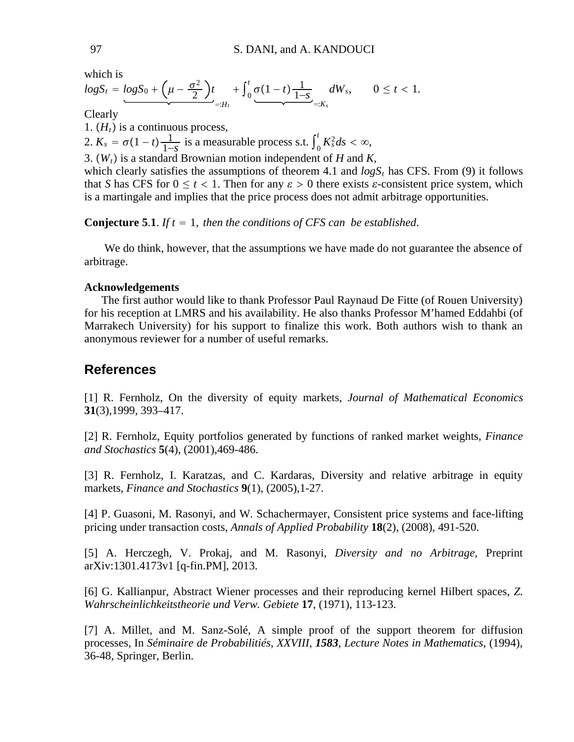which is

$$logS_t = \underbrace{logS_0 + \left(\mu - \frac{\sigma^2}{2}\right)t}_{=:H_t} + \int_0^t \underbrace{\sigma(1-t)\frac{1}{1-s}}_{=:K_s} dW_s, \qquad 0 \le t < 1.$$

Clearly

1. $(H_t)$ is a continuous process,
2. $K_s = \sigma(1-t)\frac{1}{1-s}$ is a measurable process s.t. $\int_0^t K_s^2 ds < \infty$,
3. $(W_t)$ is a standard Brownian motion independent of $H$ and $K$,

which clearly satisfies the assumptions of theorem 4.1 and $logS_t$ has CFS. From (9) it follows that $S$ has CFS for $0 \le t < 1$. Then for any $\varepsilon > 0$ there exists $\varepsilon$-consistent price system, which is a martingale and implies that the price process does not admit arbitrage opportunities.

**Conjecture 5.1**. *If $t = 1$, then the conditions of CFS can be established.*

We do think, however, that the assumptions we have made do not guarantee the absence of arbitrage.

**Acknowledgements**

The first author would like to thank Professor Paul Raynaud De Fitte (of Rouen University) for his reception at LMRS and his availability. He also thanks Professor M'hamed Eddahbi (of Marrakech University) for his support to finalize this work. Both authors wish to thank an anonymous reviewer for a number of useful remarks.

## References

[1] R. Fernholz, On the diversity of equity markets, *Journal of Mathematical Economics* **31**(3),1999, 393–417.

[2] R. Fernholz, Equity portfolios generated by functions of ranked market weights, *Finance and Stochastics* **5**(4), (2001),469-486.

[3] R. Fernholz, I. Karatzas, and C. Kardaras, Diversity and relative arbitrage in equity markets, *Finance and Stochastics* **9**(1), (2005),1-27.

[4] P. Guasoni, M. Rasonyi, and W. Schachermayer, Consistent price systems and face-lifting pricing under transaction costs, *Annals of Applied Probability* **18**(2), (2008), 491-520.

[5] A. Herczegh, V. Prokaj, and M. Rasonyi, *Diversity and no Arbitrage*, Preprint arXiv:1301.4173v1 [q-fin.PM], 2013.

[6] G. Kallianpur, Abstract Wiener processes and their reproducing kernel Hilbert spaces, *Z. Wahrscheinlichkeitstheorie und Verw. Gebiete* **17**, (1971), 113-123.

[7] A. Millet, and M. Sanz-Solé, A simple proof of the support theorem for diffusion processes, In *Séminaire de Probabilitiés, XXVIII, **1583**, Lecture Notes in Mathematics*, (1994), 36-48, Springer, Berlin.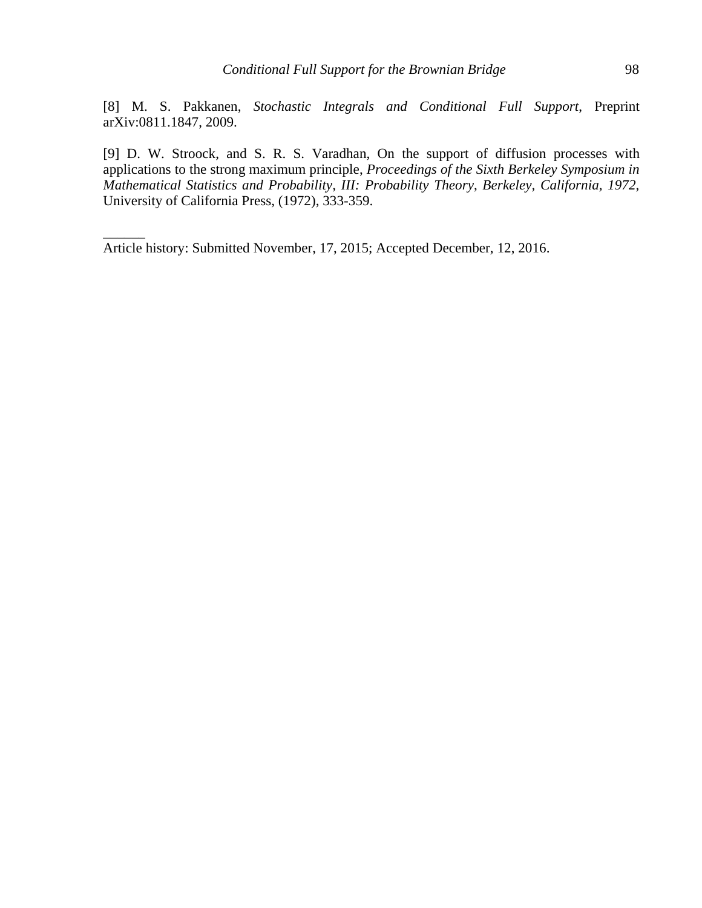[8] M. S. Pakkanen, *Stochastic Integrals and Conditional Full Support*, Preprint arXiv:0811.1847, 2009.

[9] D. W. Stroock, and S. R. S. Varadhan, On the support of diffusion processes with applications to the strong maximum principle, *Proceedings of the Sixth Berkeley Symposium in Mathematical Statistics and Probability, III: Probability Theory*, *Berkeley, California, 1972*, University of California Press, (1972), 333-359.

______
Article history: Submitted November, 17, 2015; Accepted December, 12, 2016.